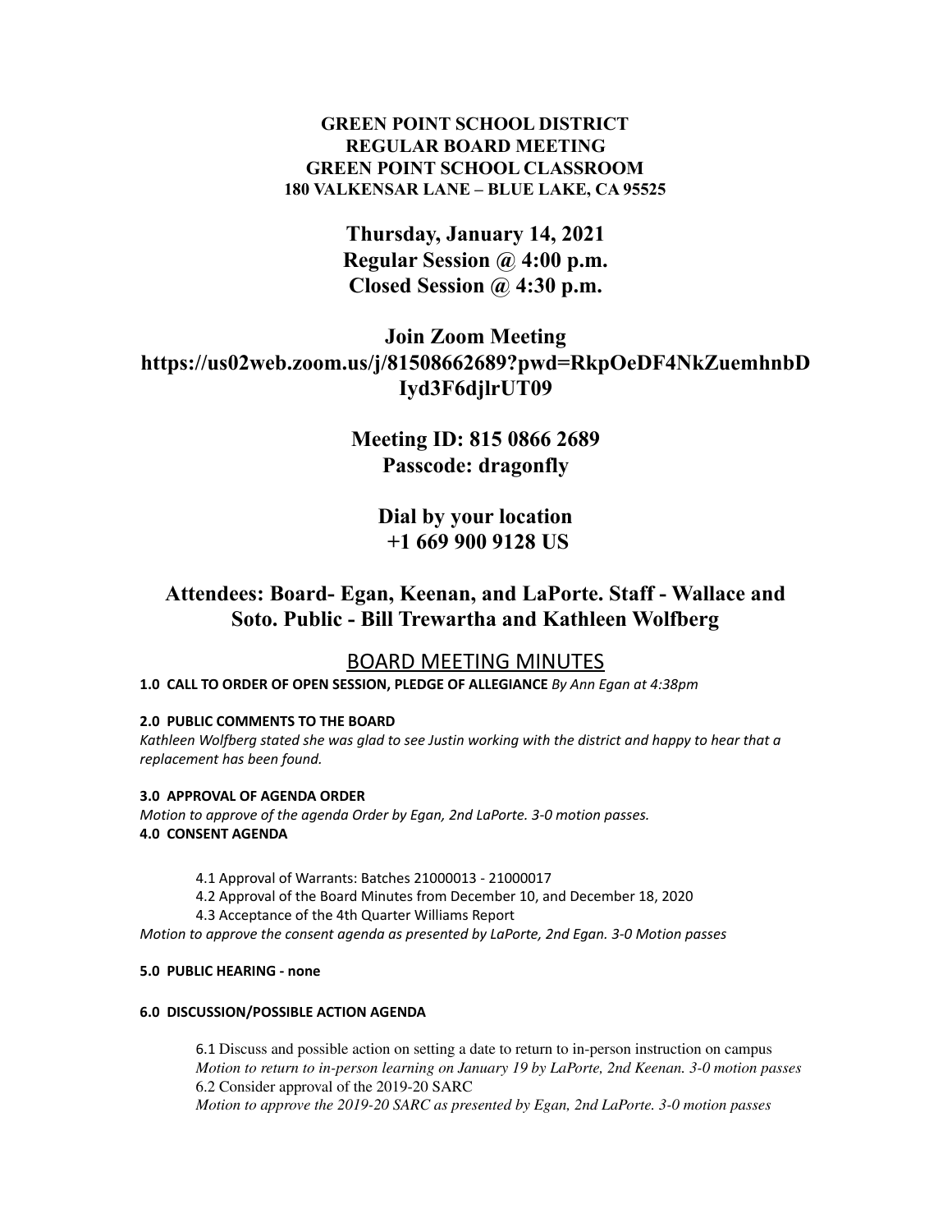**GREEN POINT SCHOOL DISTRICT**
**REGULAR BOARD MEETING**
**GREEN POINT SCHOOL CLASSROOM**
**180 VALKENSAR LANE – BLUE LAKE, CA 95525**

**Thursday, January 14, 2021**
**Regular Session @ 4:00 p.m.**
**Closed Session @ 4:30 p.m.**

**Join Zoom Meeting**
**https://us02web.zoom.us/j/81508662689?pwd=RkpOeDF4NkZuemhnbDIyd3F6djlrUT09**

**Meeting ID: 815 0866 2689**
**Passcode: dragonfly**

**Dial by your location**
**+1 669 900 9128 US**

**Attendees: Board- Egan, Keenan, and LaPorte. Staff - Wallace and Soto. Public - Bill Trewartha and Kathleen Wolfberg**

## BOARD MEETING MINUTES

**1.0 CALL TO ORDER OF OPEN SESSION, PLEDGE OF ALLEGIANCE** *By Ann Egan at 4:38pm*

**2.0 PUBLIC COMMENTS TO THE BOARD**
*Kathleen Wolfberg stated she was glad to see Justin working with the district and happy to hear that a replacement has been found.*

**3.0 APPROVAL OF AGENDA ORDER**
*Motion to approve of the agenda Order by Egan, 2nd LaPorte. 3-0 motion passes.*

**4.0 CONSENT AGENDA**

4.1 Approval of Warrants: Batches 21000013 - 21000017
4.2 Approval of the Board Minutes from December 10, and December 18, 2020
4.3 Acceptance of the 4th Quarter Williams Report

*Motion to approve the consent agenda as presented by LaPorte, 2nd Egan. 3-0 Motion passes*

**5.0 PUBLIC HEARING - none**

**6.0 DISCUSSION/POSSIBLE ACTION AGENDA**

6.1 Discuss and possible action on setting a date to return to in-person instruction on campus
*Motion to return to in-person learning on January 19 by LaPorte, 2nd Keenan. 3-0 motion passes*
6.2 Consider approval of the 2019-20 SARC
*Motion to approve the 2019-20 SARC as presented by Egan, 2nd LaPorte. 3-0 motion passes*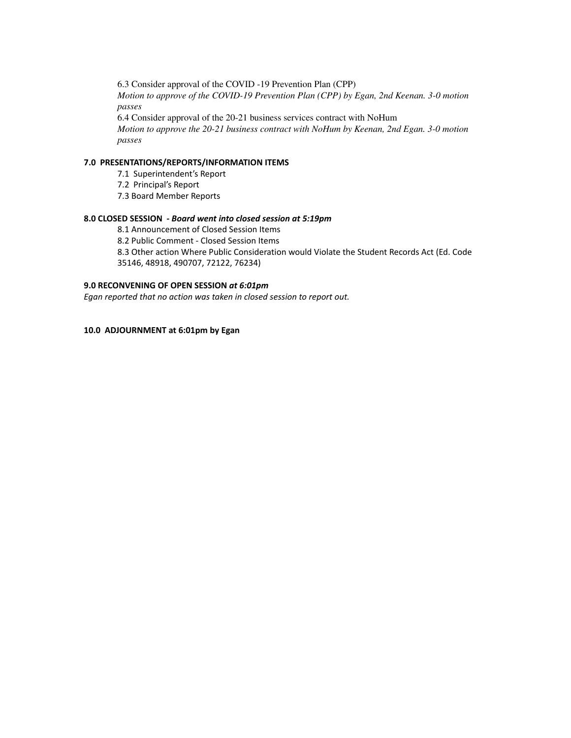6.3 Consider approval of the COVID -19 Prevention Plan (CPP)

*Motion to approve of the COVID-19 Prevention Plan (CPP) by Egan, 2nd Keenan. 3-0 motion passes*

6.4 Consider approval of the 20-21 business services contract with NoHum

*Motion to approve the 20-21 business contract with NoHum by Keenan, 2nd Egan. 3-0 motion passes*

**7.0 PRESENTATIONS/REPORTS/INFORMATION ITEMS**

7.1 Superintendent's Report

7.2 Principal's Report

7.3 Board Member Reports

**8.0 CLOSED SESSION -** ***Board went into closed session at 5:19pm***

8.1 Announcement of Closed Session Items

8.2 Public Comment - Closed Session Items

8.3 Other action Where Public Consideration would Violate the Student Records Act (Ed. Code 35146, 48918, 490707, 72122, 76234)

**9.0 RECONVENING OF OPEN SESSION** ***at 6:01pm***

*Egan reported that no action was taken in closed session to report out.*

**10.0 ADJOURNMENT at 6:01pm by Egan**